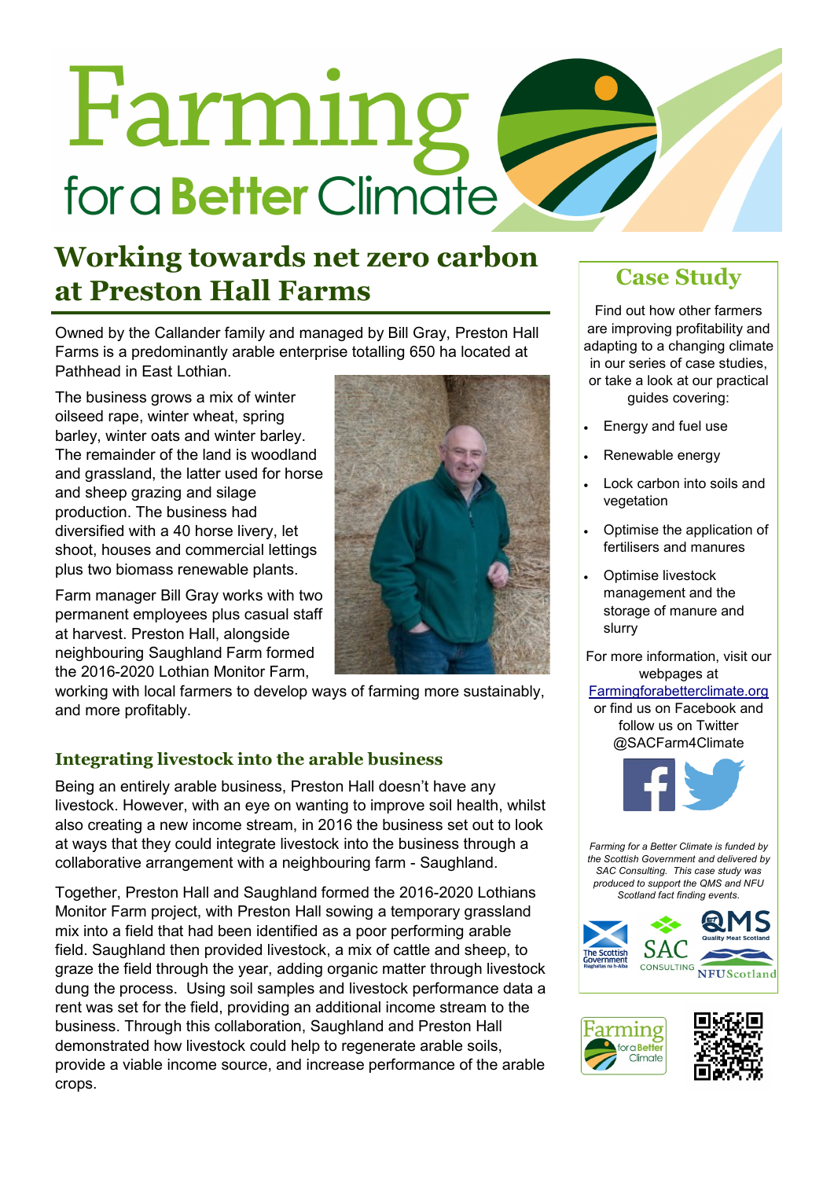# Farming for a Better Climate

## Working towards net zero carbon at Preston Hall Farms

Owned by the Callander family and managed by Bill Gray, Preston Hall Farms is a predominantly arable enterprise totalling 650 ha located at Pathhead in East Lothian.

The business grows a mix of winter oilseed rape, winter wheat, spring barley, winter oats and winter barley. The remainder of the land is woodland and grassland, the latter used for horse and sheep grazing and silage production. The business had diversified with a 40 horse livery, let shoot, houses and commercial lettings plus two biomass renewable plants.

Farm manager Bill Gray works with two permanent employees plus casual staff at harvest. Preston Hall, alongside neighbouring Saughland Farm formed the 2016-2020 Lothian Monitor Farm, working with local farmers to develop ways of farming more sustainably, and more profitably.

### Integrating livestock into the arable business

Being an entirely arable business, Preston Hall doesn't have any livestock. However, with an eye on wanting to improve soil health, whilst also creating a new income stream, in 2016 the business set out to look at ways that they could integrate livestock into the business through a collaborative arrangement with a neighbouring farm - Saughland.

Together, Preston Hall and Saughland formed the 2016-2020 Lothians Monitor Farm project, with Preston Hall sowing a temporary grassland mix into a field that had been identified as a poor performing arable field. Saughland then provided livestock, a mix of cattle and sheep, to graze the field through the year, adding organic matter through livestock dung the process. Using soil samples and livestock performance data a rent was set for the field, providing an additional income stream to the business. Through this collaboration, Saughland and Preston Hall demonstrated how livestock could help to regenerate arable soils, provide a viable income source, and increase performance of the arable crops.

## Case Study

Find out how other farmers are improving profitability and adapting to a changing climate in our series of case studies, or take a look at our practical guides covering:

- Energy and fuel use
- Renewable energy
- Lock carbon into soils and vegetation
- Optimise the application of fertilisers and manures
- Optimise livestock management and the storage of manure and slurry

For more information, visit our webpages at [Farmingforabetterclimate.org](Farmingforabetterclimate.org) or find us on Facebook and follow us on Twitter @SACFarm4Climate

*Farming for a Better Climate is funded by the Scottish Government and delivered by SAC Consulting. This case study was produced to support the QMS and NFU Scotland fact finding events.*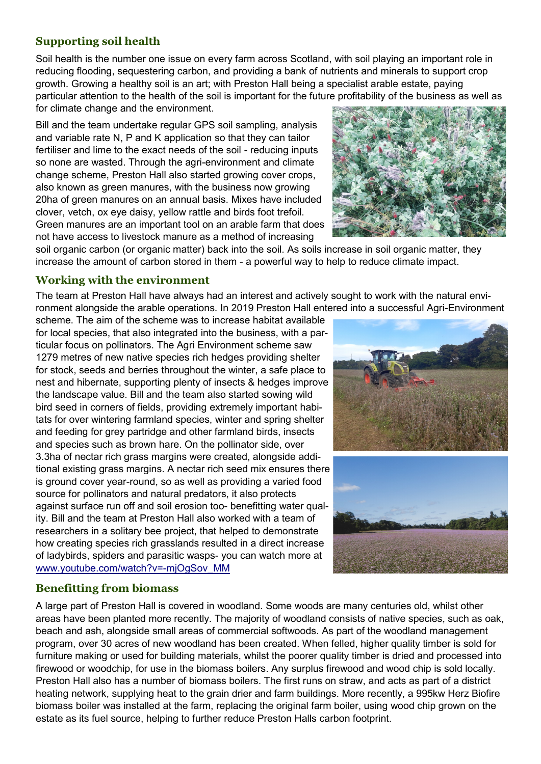## Supporting soil health

Soil health is the number one issue on every farm across Scotland, with soil playing an important role in reducing flooding, sequestering carbon, and providing a bank of nutrients and minerals to support crop growth. Growing a healthy soil is an art; with Preston Hall being a specialist arable estate, paying particular attention to the health of the soil is important for the future profitability of the business as well as for climate change and the environment.

Bill and the team undertake regular GPS soil sampling, analysis and variable rate N, P and K application so that they can tailor fertiliser and lime to the exact needs of the soil - reducing inputs so none are wasted. Through the agri-environment and climate change scheme, Preston Hall also started growing cover crops, also known as green manures, with the business now growing 20ha of green manures on an annual basis. Mixes have included clover, vetch, ox eye daisy, yellow rattle and birds foot trefoil. Green manures are an important tool on an arable farm that does not have access to livestock manure as a method of increasing soil organic carbon (or organic matter) back into the soil. As soils increase in soil organic matter, they increase the amount of carbon stored in them - a powerful way to help to reduce climate impact.

## Working with the environment

The team at Preston Hall have always had an interest and actively sought to work with the natural environment alongside the arable operations. In 2019 Preston Hall entered into a successful Agri-Environment scheme. The aim of the scheme was to increase habitat available for local species, that also integrated into the business, with a particular focus on pollinators. The Agri Environment scheme saw 1279 metres of new native species rich hedges providing shelter for stock, seeds and berries throughout the winter, a safe place to nest and hibernate, supporting plenty of insects & hedges improve the landscape value. Bill and the team also started sowing wild bird seed in corners of fields, providing extremely important habitats for over wintering farmland species, winter and spring shelter and feeding for grey partridge and other farmland birds, insects and species such as brown hare. On the pollinator side, over 3.3ha of nectar rich grass margins were created, alongside additional existing grass margins. A nectar rich seed mix ensures there is ground cover year-round, so as well as providing a varied food source for pollinators and natural predators, it also protects against surface run off and soil erosion too- benefitting water quality. Bill and the team at Preston Hall also worked with a team of researchers in a solitary bee project, that helped to demonstrate how creating species rich grasslands resulted in a direct increase of ladybirds, spiders and parasitic wasps- you can watch more at www.youtube.com/watch?v=-mjOgSov_MM

## Benefitting from biomass

A large part of Preston Hall is covered in woodland. Some woods are many centuries old, whilst other areas have been planted more recently. The majority of woodland consists of native species, such as oak, beach and ash, alongside small areas of commercial softwoods. As part of the woodland management program, over 30 acres of new woodland has been created. When felled, higher quality timber is sold for furniture making or used for building materials, whilst the poorer quality timber is dried and processed into firewood or woodchip, for use in the biomass boilers. Any surplus firewood and wood chip is sold locally. Preston Hall also has a number of biomass boilers. The first runs on straw, and acts as part of a district heating network, supplying heat to the grain drier and farm buildings. More recently, a 995kw Herz Biofire biomass boiler was installed at the farm, replacing the original farm boiler, using wood chip grown on the estate as its fuel source, helping to further reduce Preston Halls carbon footprint.